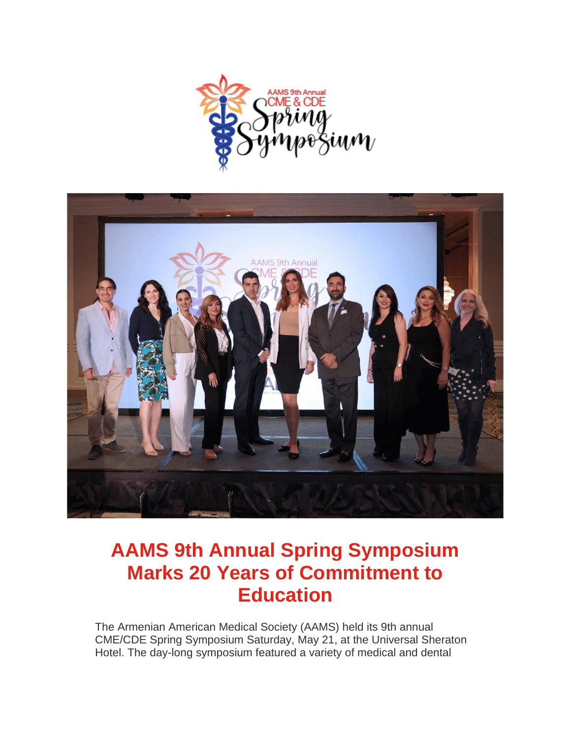# AAMS 9th Annual Spring Symposium Marks 20 Years of Commitment to Education

The Armenian American Medical Society (AAMS) held its 9th annual CME/CDE Spring Symposium Saturday, May 21, at the Universal Sheraton Hotel. The day-long symposium featured a variety of medical and dental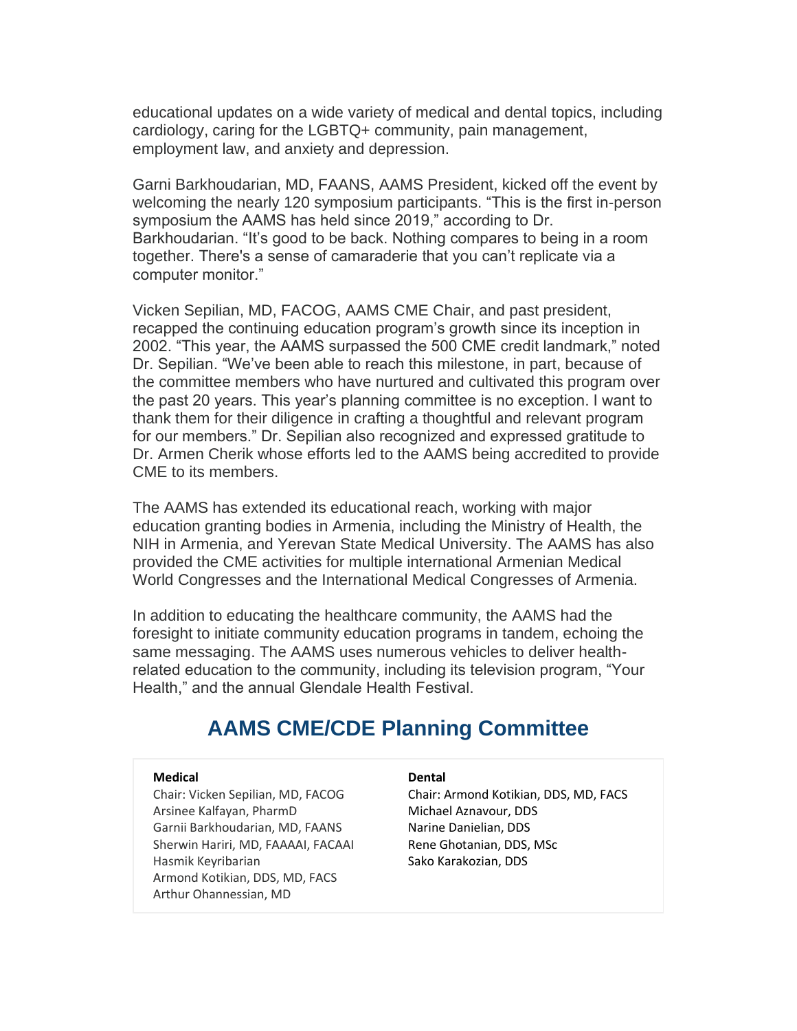educational updates on a wide variety of medical and dental topics, including cardiology, caring for the LGBTQ+ community, pain management, employment law, and anxiety and depression.

Garni Barkhoudarian, MD, FAANS, AAMS President, kicked off the event by welcoming the nearly 120 symposium participants. "This is the first in-person symposium the AAMS has held since 2019," according to Dr. Barkhoudarian. "It's good to be back. Nothing compares to being in a room together. There's a sense of camaraderie that you can't replicate via a computer monitor."

Vicken Sepilian, MD, FACOG, AAMS CME Chair, and past president, recapped the continuing education program's growth since its inception in 2002. "This year, the AAMS surpassed the 500 CME credit landmark," noted Dr. Sepilian. "We've been able to reach this milestone, in part, because of the committee members who have nurtured and cultivated this program over the past 20 years. This year's planning committee is no exception. I want to thank them for their diligence in crafting a thoughtful and relevant program for our members." Dr. Sepilian also recognized and expressed gratitude to Dr. Armen Cherik whose efforts led to the AAMS being accredited to provide CME to its members.

The AAMS has extended its educational reach, working with major education granting bodies in Armenia, including the Ministry of Health, the NIH in Armenia, and Yerevan State Medical University. The AAMS has also provided the CME activities for multiple international Armenian Medical World Congresses and the International Medical Congresses of Armenia.

In addition to educating the healthcare community, the AAMS had the foresight to initiate community education programs in tandem, echoing the same messaging. The AAMS uses numerous vehicles to deliver health-related education to the community, including its television program, "Your Health," and the annual Glendale Health Festival.

## AAMS CME/CDE Planning Committee

**Medical**

Chair: Vicken Sepilian, MD, FACOG
Arsinee Kalfayan, PharmD
Garnii Barkhoudarian, MD, FAANS
Sherwin Hariri, MD, FAAAAI, FACAAI
Hasmik Keyribarian
Armond Kotikian, DDS, MD, FACS
Arthur Ohannessian, MD

**Dental**

Chair: Armond Kotikian, DDS, MD, FACS
Michael Aznavour, DDS
Narine Danielian, DDS
Rene Ghotanian, DDS, MSc
Sako Karakozian, DDS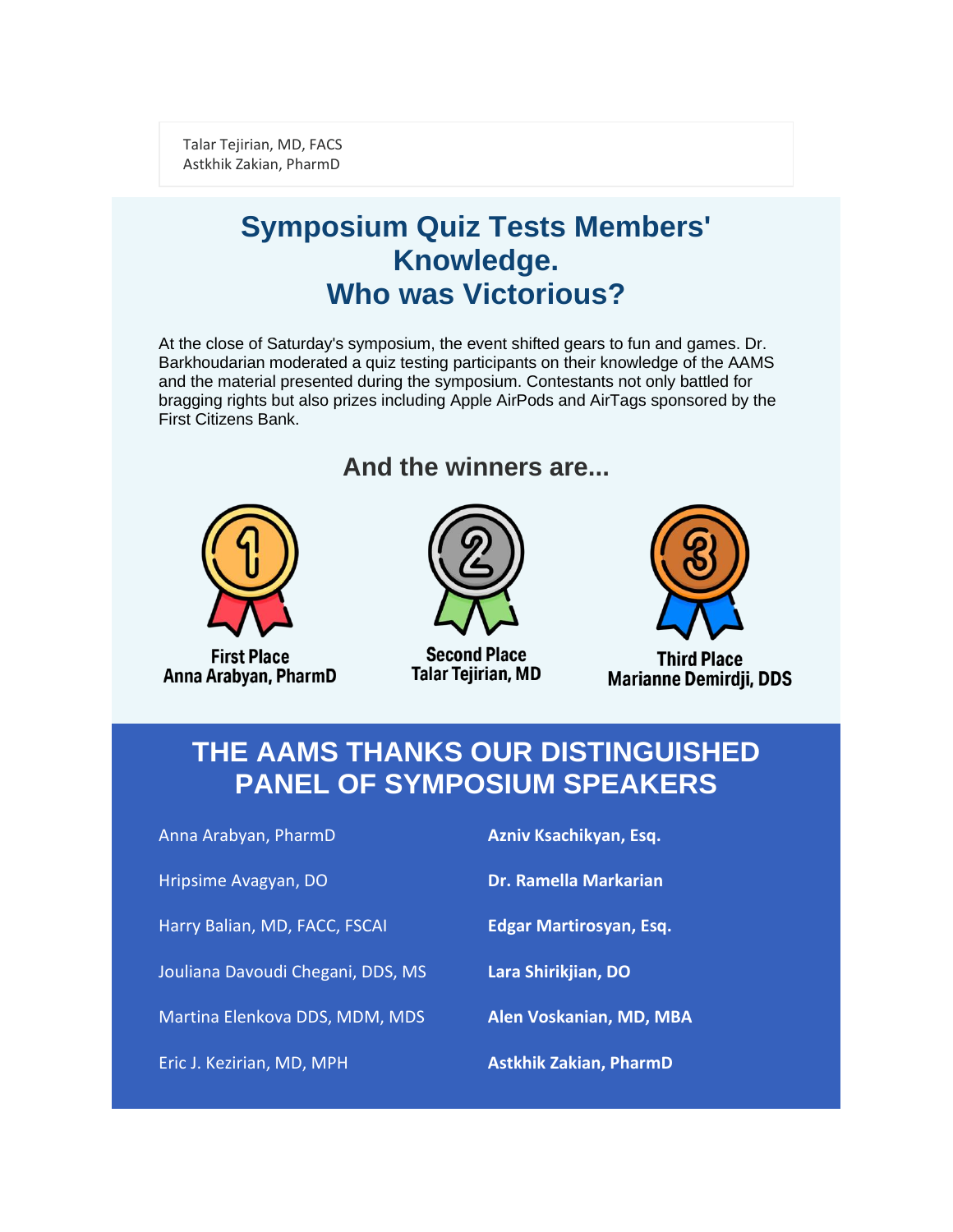Talar Tejirian, MD, FACS
Astkhik Zakian, PharmD

## Symposium Quiz Tests Members' Knowledge.
## Who was Victorious?

At the close of Saturday's symposium, the event shifted gears to fun and games. Dr. Barkhoudarian moderated a quiz testing participants on their knowledge of the AAMS and the material presented during the symposium. Contestants not only battled for bragging rights but also prizes including Apple AirPods and AirTags sponsored by the First Citizens Bank.

### And the winners are...

**First Place**
**Anna Arabyan, PharmD**

**Second Place**
**Talar Tejirian, MD**

**Third Place**
**Marianne Demirdji, DDS**

## THE AAMS THANKS OUR DISTINGUISHED PANEL OF SYMPOSIUM SPEAKERS

Anna Arabyan, PharmD

Hripsime Avagyan, DO

Harry Balian, MD, FACC, FSCAI

Jouliana Davoudi Chegani, DDS, MS

Martina Elenkova DDS, MDM, MDS

Eric J. Kezirian, MD, MPH

**Azniv Ksachikyan, Esq.**

**Dr. Ramella Markarian**

**Edgar Martirosyan, Esq.**

**Lara Shirikjian, DO**

**Alen Voskanian, MD, MBA**

**Astkhik Zakian, PharmD**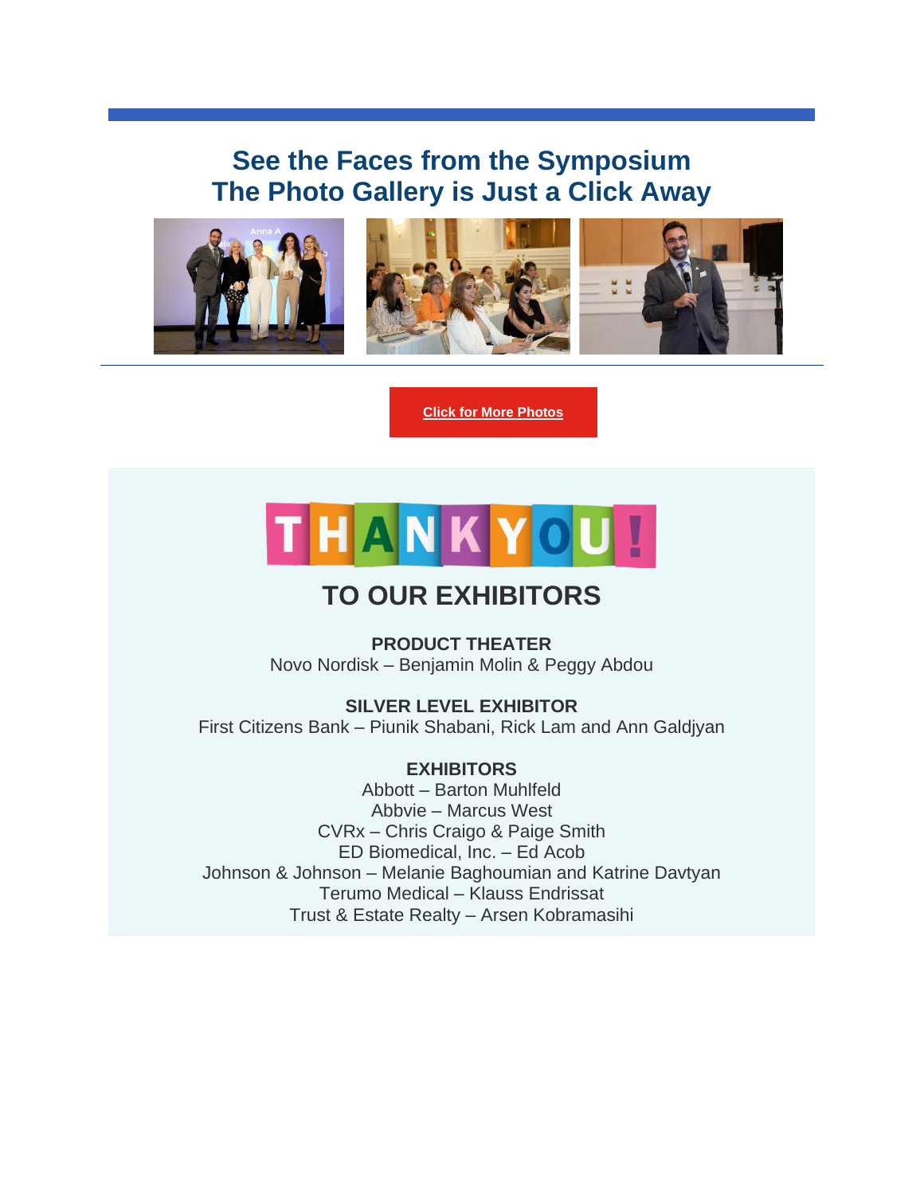## See the Faces from the Symposium
## The Photo Gallery is Just a Click Away

**Click for More Photos**

# THANK YOU!

## TO OUR EXHIBITORS

**PRODUCT THEATER**
Novo Nordisk – Benjamin Molin & Peggy Abdou

**SILVER LEVEL EXHIBITOR**
First Citizens Bank – Piunik Shabani, Rick Lam and Ann Galdjyan

**EXHIBITORS**
Abbott – Barton Muhlfeld
Abbvie – Marcus West
CVRx – Chris Craigo & Paige Smith
ED Biomedical, Inc. – Ed Acob
Johnson & Johnson – Melanie Baghoumian and Katrine Davtyan
Terumo Medical – Klauss Endrissat
Trust & Estate Realty – Arsen Kobramasihi